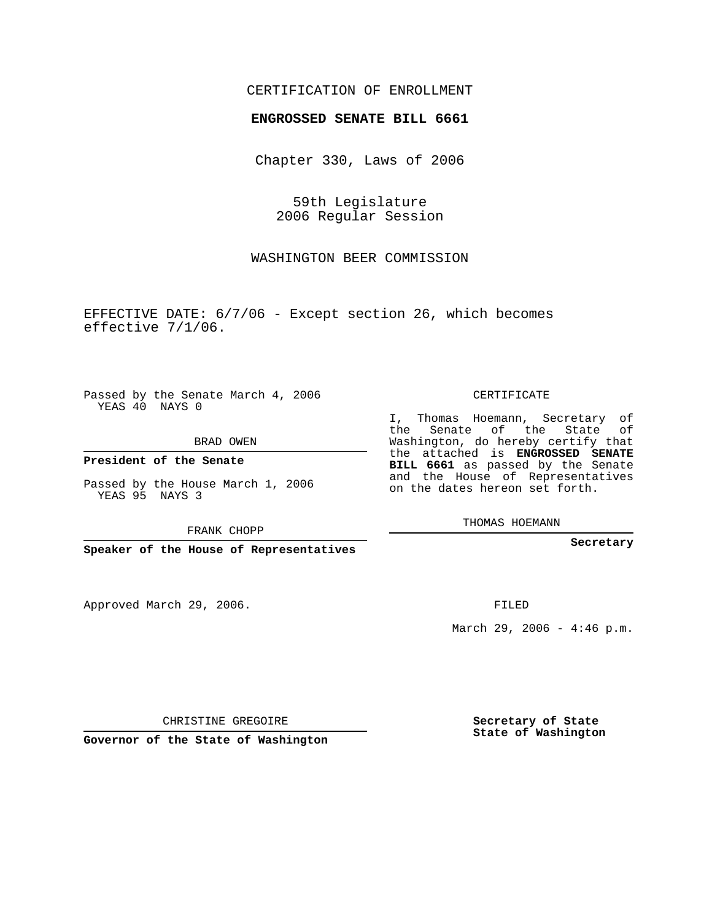CERTIFICATION OF ENROLLMENT

**ENGROSSED SENATE BILL 6661**

Chapter 330, Laws of 2006

59th Legislature
2006 Regular Session

WASHINGTON BEER COMMISSION

EFFECTIVE DATE: 6/7/06 - Except section 26, which becomes effective 7/1/06.

Passed by the Senate March 4, 2006
YEAS 40 NAYS 0

BRAD OWEN

**President of the Senate**

Passed by the House March 1, 2006
YEAS 95 NAYS 3

FRANK CHOPP

**Speaker of the House of Representatives**

CERTIFICATE

I, Thomas Hoemann, Secretary of the Senate of the State of Washington, do hereby certify that the attached is **ENGROSSED SENATE BILL 6661** as passed by the Senate and the House of Representatives on the dates hereon set forth.

THOMAS HOEMANN

**Secretary**

Approved March 29, 2006.

FILED

March 29, 2006 - 4:46 p.m.

CHRISTINE GREGOIRE

**Governor of the State of Washington**

**Secretary of State**
**State of Washington**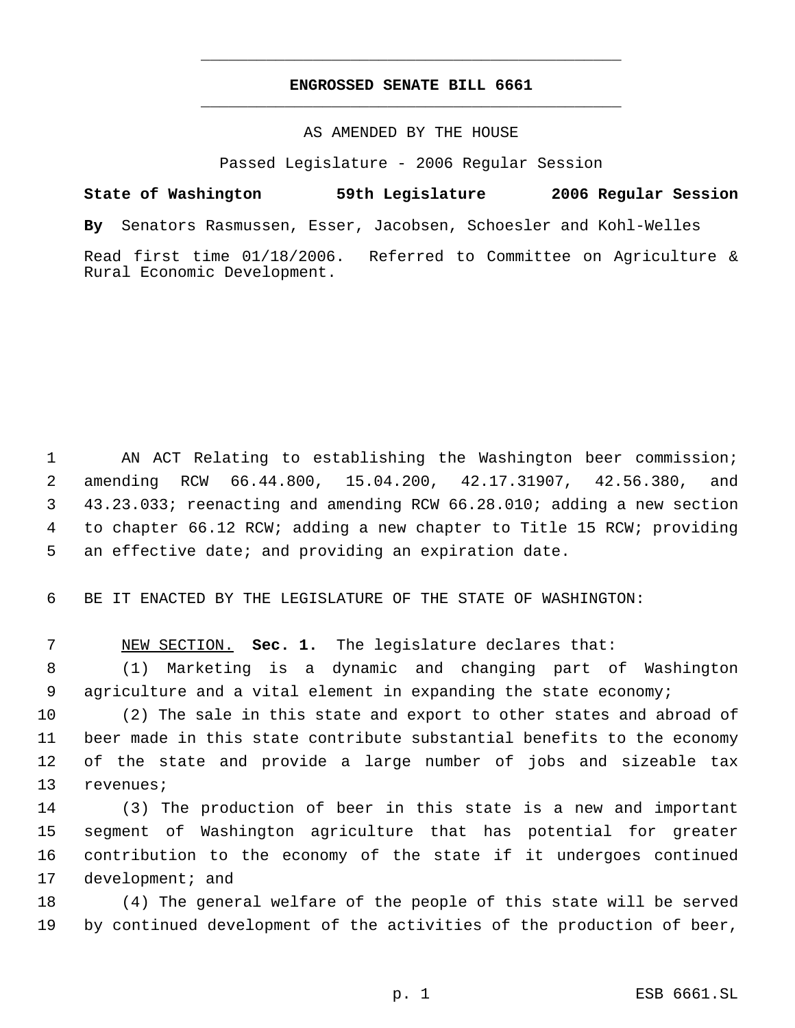# ENGROSSED SENATE BILL 6661

AS AMENDED BY THE HOUSE

Passed Legislature - 2006 Regular Session

**State of Washington 59th Legislature 2006 Regular Session**

**By** Senators Rasmussen, Esser, Jacobsen, Schoesler and Kohl-Welles

Read first time 01/18/2006. Referred to Committee on Agriculture & Rural Economic Development.

AN ACT Relating to establishing the Washington beer commission; amending RCW 66.44.800, 15.04.200, 42.17.31907, 42.56.380, and 43.23.033; reenacting and amending RCW 66.28.010; adding a new section to chapter 66.12 RCW; adding a new chapter to Title 15 RCW; providing an effective date; and providing an expiration date.

BE IT ENACTED BY THE LEGISLATURE OF THE STATE OF WASHINGTON:

NEW SECTION. **Sec. 1.** The legislature declares that:

(1) Marketing is a dynamic and changing part of Washington agriculture and a vital element in expanding the state economy;

(2) The sale in this state and export to other states and abroad of beer made in this state contribute substantial benefits to the economy of the state and provide a large number of jobs and sizeable tax revenues;

(3) The production of beer in this state is a new and important segment of Washington agriculture that has potential for greater contribution to the economy of the state if it undergoes continued development; and

(4) The general welfare of the people of this state will be served by continued development of the activities of the production of beer,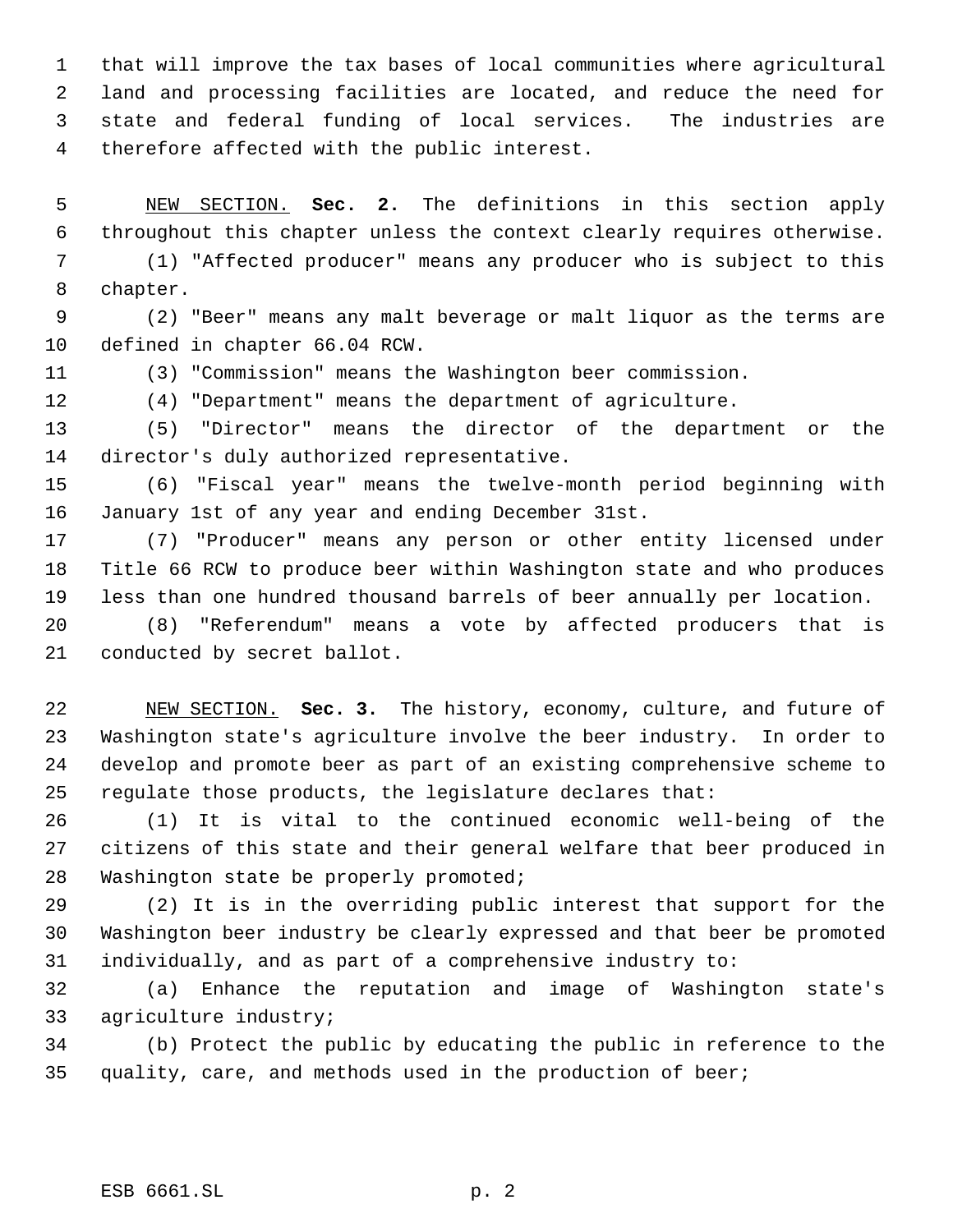that will improve the tax bases of local communities where agricultural land and processing facilities are located, and reduce the need for state and federal funding of local services. The industries are therefore affected with the public interest.

NEW SECTION. **Sec. 2.** The definitions in this section apply throughout this chapter unless the context clearly requires otherwise.

(1) "Affected producer" means any producer who is subject to this chapter.

(2) "Beer" means any malt beverage or malt liquor as the terms are defined in chapter 66.04 RCW.

(3) "Commission" means the Washington beer commission.

(4) "Department" means the department of agriculture.

(5) "Director" means the director of the department or the director's duly authorized representative.

(6) "Fiscal year" means the twelve-month period beginning with January 1st of any year and ending December 31st.

(7) "Producer" means any person or other entity licensed under Title 66 RCW to produce beer within Washington state and who produces less than one hundred thousand barrels of beer annually per location.

(8) "Referendum" means a vote by affected producers that is conducted by secret ballot.

NEW SECTION. **Sec. 3.** The history, economy, culture, and future of Washington state's agriculture involve the beer industry. In order to develop and promote beer as part of an existing comprehensive scheme to regulate those products, the legislature declares that:

(1) It is vital to the continued economic well-being of the citizens of this state and their general welfare that beer produced in Washington state be properly promoted;

(2) It is in the overriding public interest that support for the Washington beer industry be clearly expressed and that beer be promoted individually, and as part of a comprehensive industry to:

(a) Enhance the reputation and image of Washington state's agriculture industry;

(b) Protect the public by educating the public in reference to the quality, care, and methods used in the production of beer;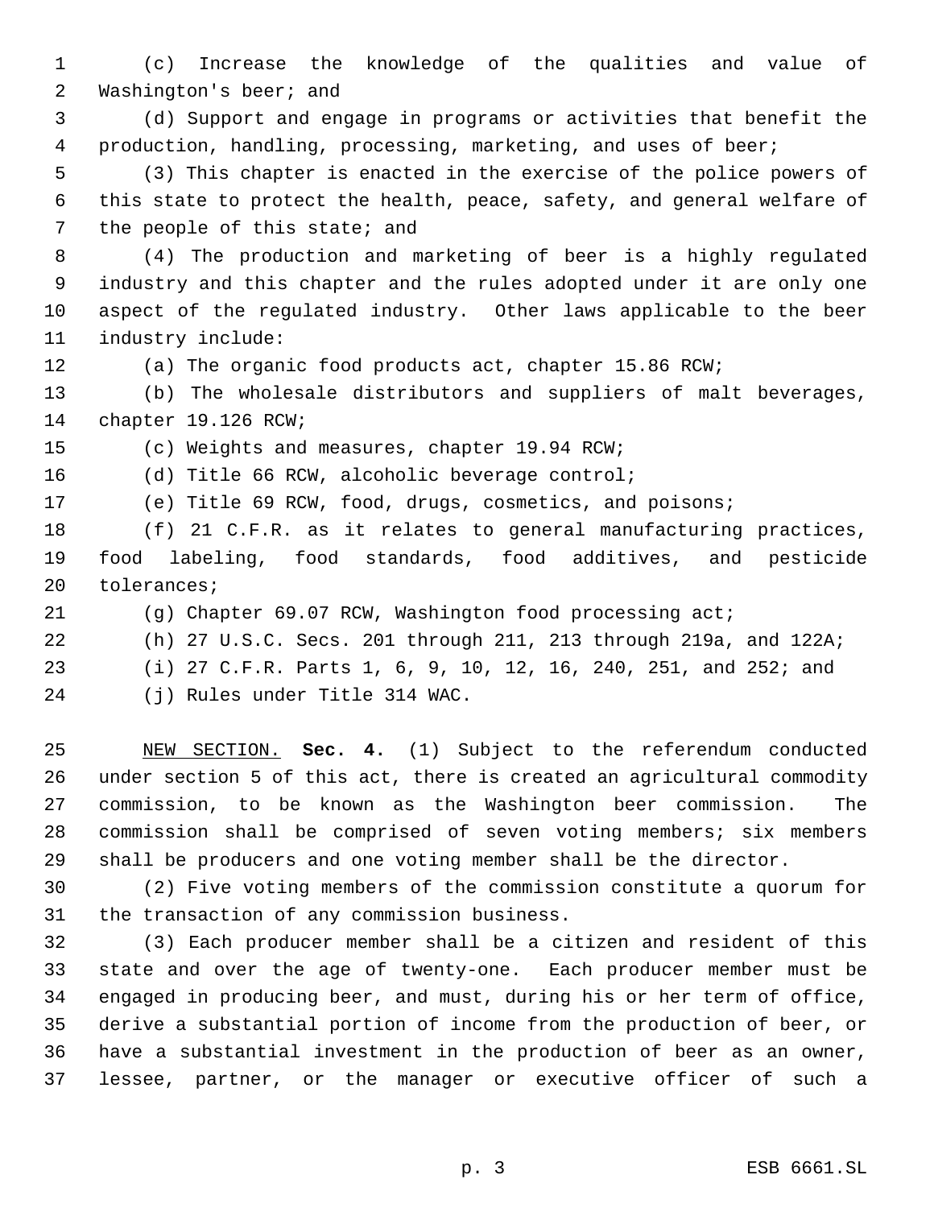(c) Increase the knowledge of the qualities and value of Washington's beer; and

(d) Support and engage in programs or activities that benefit the production, handling, processing, marketing, and uses of beer;

(3) This chapter is enacted in the exercise of the police powers of this state to protect the health, peace, safety, and general welfare of the people of this state; and

(4) The production and marketing of beer is a highly regulated industry and this chapter and the rules adopted under it are only one aspect of the regulated industry. Other laws applicable to the beer industry include:

(a) The organic food products act, chapter 15.86 RCW;

(b) The wholesale distributors and suppliers of malt beverages, chapter 19.126 RCW;

(c) Weights and measures, chapter 19.94 RCW;

(d) Title 66 RCW, alcoholic beverage control;

(e) Title 69 RCW, food, drugs, cosmetics, and poisons;

(f) 21 C.F.R. as it relates to general manufacturing practices, food labeling, food standards, food additives, and pesticide tolerances;

(g) Chapter 69.07 RCW, Washington food processing act;

(h) 27 U.S.C. Secs. 201 through 211, 213 through 219a, and 122A;

(i) 27 C.F.R. Parts 1, 6, 9, 10, 12, 16, 240, 251, and 252; and

(j) Rules under Title 314 WAC.

NEW SECTION. **Sec. 4.** (1) Subject to the referendum conducted under section 5 of this act, there is created an agricultural commodity commission, to be known as the Washington beer commission. The commission shall be comprised of seven voting members; six members shall be producers and one voting member shall be the director.

(2) Five voting members of the commission constitute a quorum for the transaction of any commission business.

(3) Each producer member shall be a citizen and resident of this state and over the age of twenty-one. Each producer member must be engaged in producing beer, and must, during his or her term of office, derive a substantial portion of income from the production of beer, or have a substantial investment in the production of beer as an owner, lessee, partner, or the manager or executive officer of such a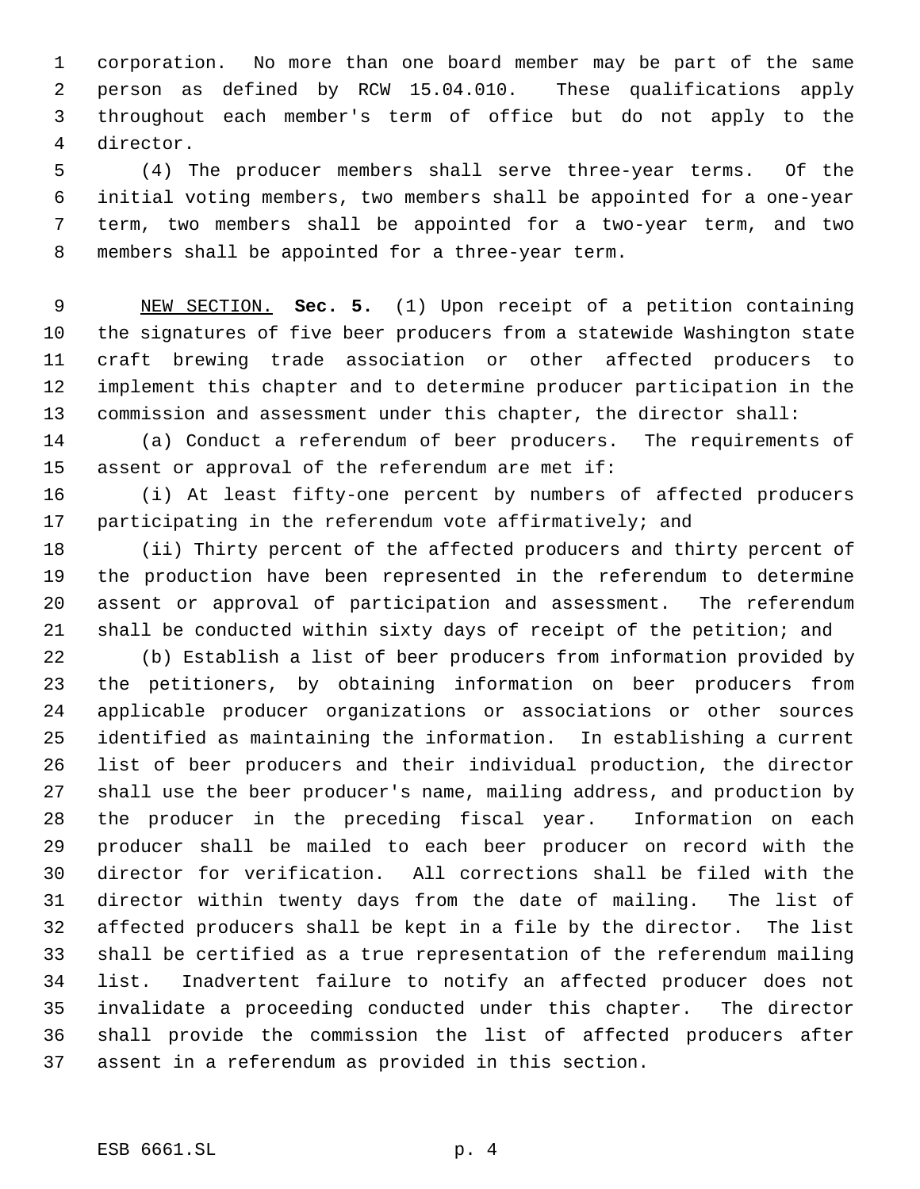corporation. No more than one board member may be part of the same person as defined by RCW 15.04.010. These qualifications apply throughout each member's term of office but do not apply to the director.

(4) The producer members shall serve three-year terms. Of the initial voting members, two members shall be appointed for a one-year term, two members shall be appointed for a two-year term, and two members shall be appointed for a three-year term.

NEW SECTION. **Sec. 5.** (1) Upon receipt of a petition containing the signatures of five beer producers from a statewide Washington state craft brewing trade association or other affected producers to implement this chapter and to determine producer participation in the commission and assessment under this chapter, the director shall:

(a) Conduct a referendum of beer producers. The requirements of assent or approval of the referendum are met if:

(i) At least fifty-one percent by numbers of affected producers participating in the referendum vote affirmatively; and

(ii) Thirty percent of the affected producers and thirty percent of the production have been represented in the referendum to determine assent or approval of participation and assessment. The referendum shall be conducted within sixty days of receipt of the petition; and

(b) Establish a list of beer producers from information provided by the petitioners, by obtaining information on beer producers from applicable producer organizations or associations or other sources identified as maintaining the information. In establishing a current list of beer producers and their individual production, the director shall use the beer producer's name, mailing address, and production by the producer in the preceding fiscal year. Information on each producer shall be mailed to each beer producer on record with the director for verification. All corrections shall be filed with the director within twenty days from the date of mailing. The list of affected producers shall be kept in a file by the director. The list shall be certified as a true representation of the referendum mailing list. Inadvertent failure to notify an affected producer does not invalidate a proceeding conducted under this chapter. The director shall provide the commission the list of affected producers after assent in a referendum as provided in this section.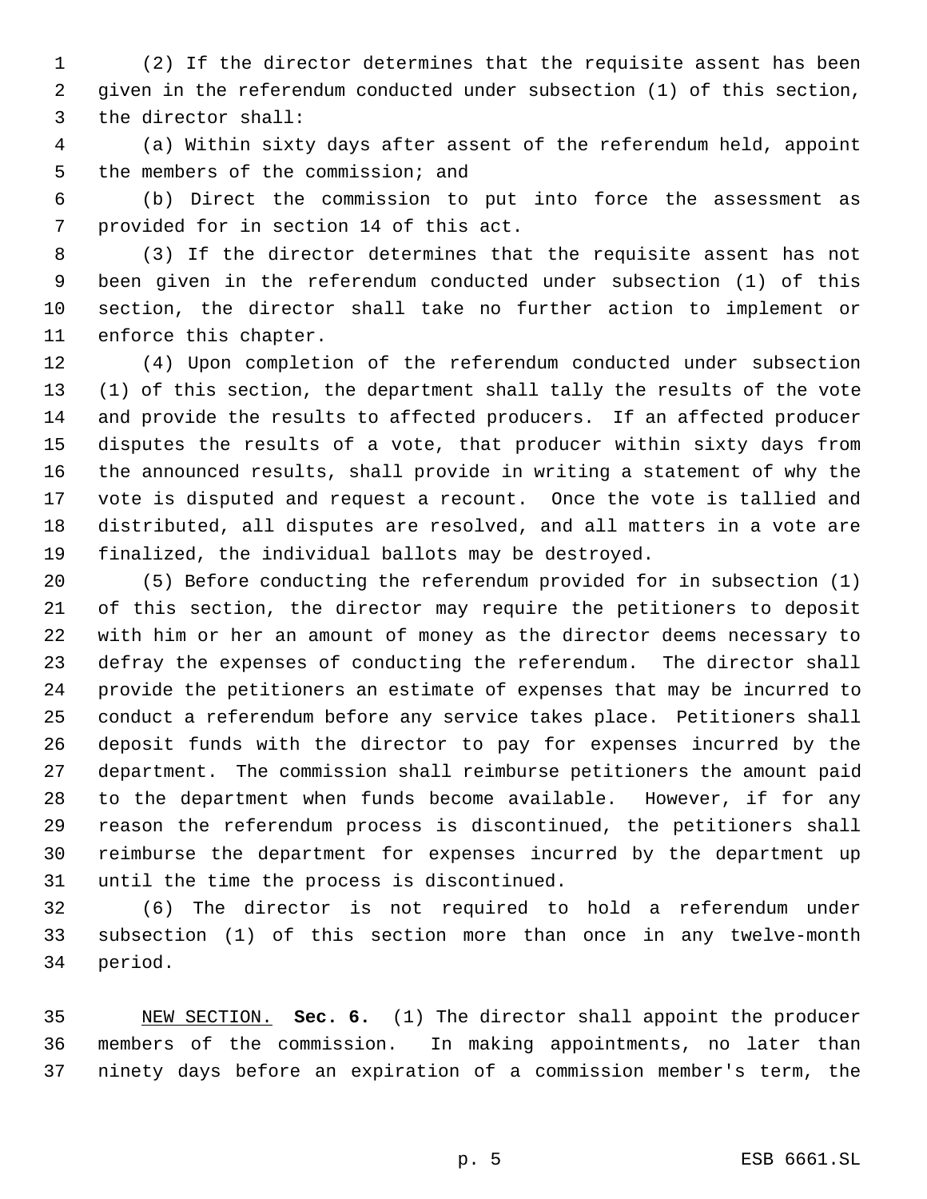(2) If the director determines that the requisite assent has been given in the referendum conducted under subsection (1) of this section, the director shall:

(a) Within sixty days after assent of the referendum held, appoint the members of the commission; and

(b) Direct the commission to put into force the assessment as provided for in section 14 of this act.

(3) If the director determines that the requisite assent has not been given in the referendum conducted under subsection (1) of this section, the director shall take no further action to implement or enforce this chapter.

(4) Upon completion of the referendum conducted under subsection (1) of this section, the department shall tally the results of the vote and provide the results to affected producers. If an affected producer disputes the results of a vote, that producer within sixty days from the announced results, shall provide in writing a statement of why the vote is disputed and request a recount. Once the vote is tallied and distributed, all disputes are resolved, and all matters in a vote are finalized, the individual ballots may be destroyed.

(5) Before conducting the referendum provided for in subsection (1) of this section, the director may require the petitioners to deposit with him or her an amount of money as the director deems necessary to defray the expenses of conducting the referendum. The director shall provide the petitioners an estimate of expenses that may be incurred to conduct a referendum before any service takes place. Petitioners shall deposit funds with the director to pay for expenses incurred by the department. The commission shall reimburse petitioners the amount paid to the department when funds become available. However, if for any reason the referendum process is discontinued, the petitioners shall reimburse the department for expenses incurred by the department up until the time the process is discontinued.

(6) The director is not required to hold a referendum under subsection (1) of this section more than once in any twelve-month period.

NEW SECTION. **Sec. 6.** (1) The director shall appoint the producer members of the commission. In making appointments, no later than ninety days before an expiration of a commission member's term, the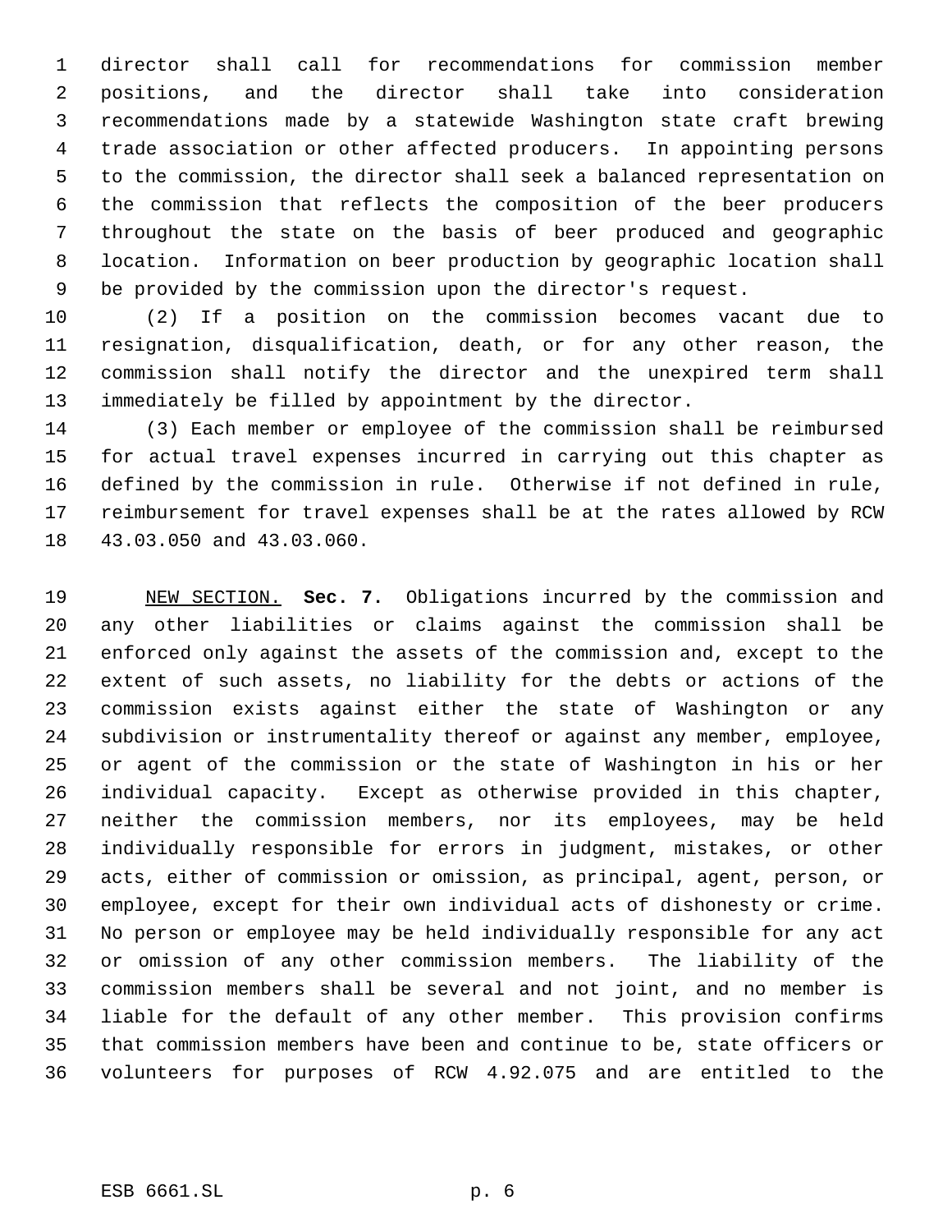director shall call for recommendations for commission member positions, and the director shall take into consideration recommendations made by a statewide Washington state craft brewing trade association or other affected producers. In appointing persons to the commission, the director shall seek a balanced representation on the commission that reflects the composition of the beer producers throughout the state on the basis of beer produced and geographic location. Information on beer production by geographic location shall be provided by the commission upon the director's request.

(2) If a position on the commission becomes vacant due to resignation, disqualification, death, or for any other reason, the commission shall notify the director and the unexpired term shall immediately be filled by appointment by the director.

(3) Each member or employee of the commission shall be reimbursed for actual travel expenses incurred in carrying out this chapter as defined by the commission in rule. Otherwise if not defined in rule, reimbursement for travel expenses shall be at the rates allowed by RCW 43.03.050 and 43.03.060.

NEW SECTION. **Sec. 7.** Obligations incurred by the commission and any other liabilities or claims against the commission shall be enforced only against the assets of the commission and, except to the extent of such assets, no liability for the debts or actions of the commission exists against either the state of Washington or any subdivision or instrumentality thereof or against any member, employee, or agent of the commission or the state of Washington in his or her individual capacity. Except as otherwise provided in this chapter, neither the commission members, nor its employees, may be held individually responsible for errors in judgment, mistakes, or other acts, either of commission or omission, as principal, agent, person, or employee, except for their own individual acts of dishonesty or crime. No person or employee may be held individually responsible for any act or omission of any other commission members. The liability of the commission members shall be several and not joint, and no member is liable for the default of any other member. This provision confirms that commission members have been and continue to be, state officers or volunteers for purposes of RCW 4.92.075 and are entitled to the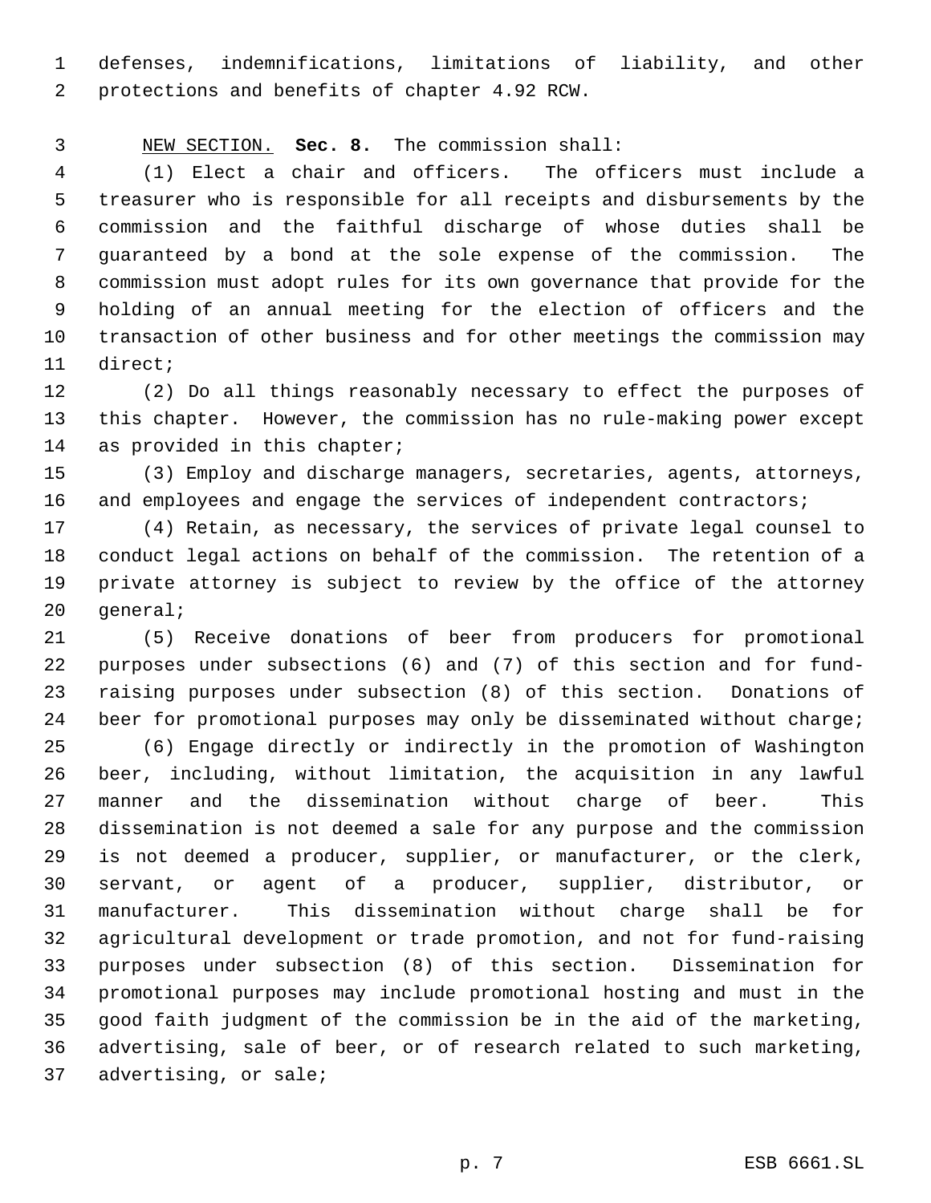defenses, indemnifications, limitations of liability, and other protections and benefits of chapter 4.92 RCW.

NEW SECTION. **Sec. 8.** The commission shall:

(1) Elect a chair and officers. The officers must include a treasurer who is responsible for all receipts and disbursements by the commission and the faithful discharge of whose duties shall be guaranteed by a bond at the sole expense of the commission. The commission must adopt rules for its own governance that provide for the holding of an annual meeting for the election of officers and the transaction of other business and for other meetings the commission may direct;

(2) Do all things reasonably necessary to effect the purposes of this chapter. However, the commission has no rule-making power except as provided in this chapter;

(3) Employ and discharge managers, secretaries, agents, attorneys, and employees and engage the services of independent contractors;

(4) Retain, as necessary, the services of private legal counsel to conduct legal actions on behalf of the commission. The retention of a private attorney is subject to review by the office of the attorney general;

(5) Receive donations of beer from producers for promotional purposes under subsections (6) and (7) of this section and for fund-raising purposes under subsection (8) of this section. Donations of beer for promotional purposes may only be disseminated without charge;

(6) Engage directly or indirectly in the promotion of Washington beer, including, without limitation, the acquisition in any lawful manner and the dissemination without charge of beer. This dissemination is not deemed a sale for any purpose and the commission is not deemed a producer, supplier, or manufacturer, or the clerk, servant, or agent of a producer, supplier, distributor, or manufacturer. This dissemination without charge shall be for agricultural development or trade promotion, and not for fund-raising purposes under subsection (8) of this section. Dissemination for promotional purposes may include promotional hosting and must in the good faith judgment of the commission be in the aid of the marketing, advertising, sale of beer, or of research related to such marketing, advertising, or sale;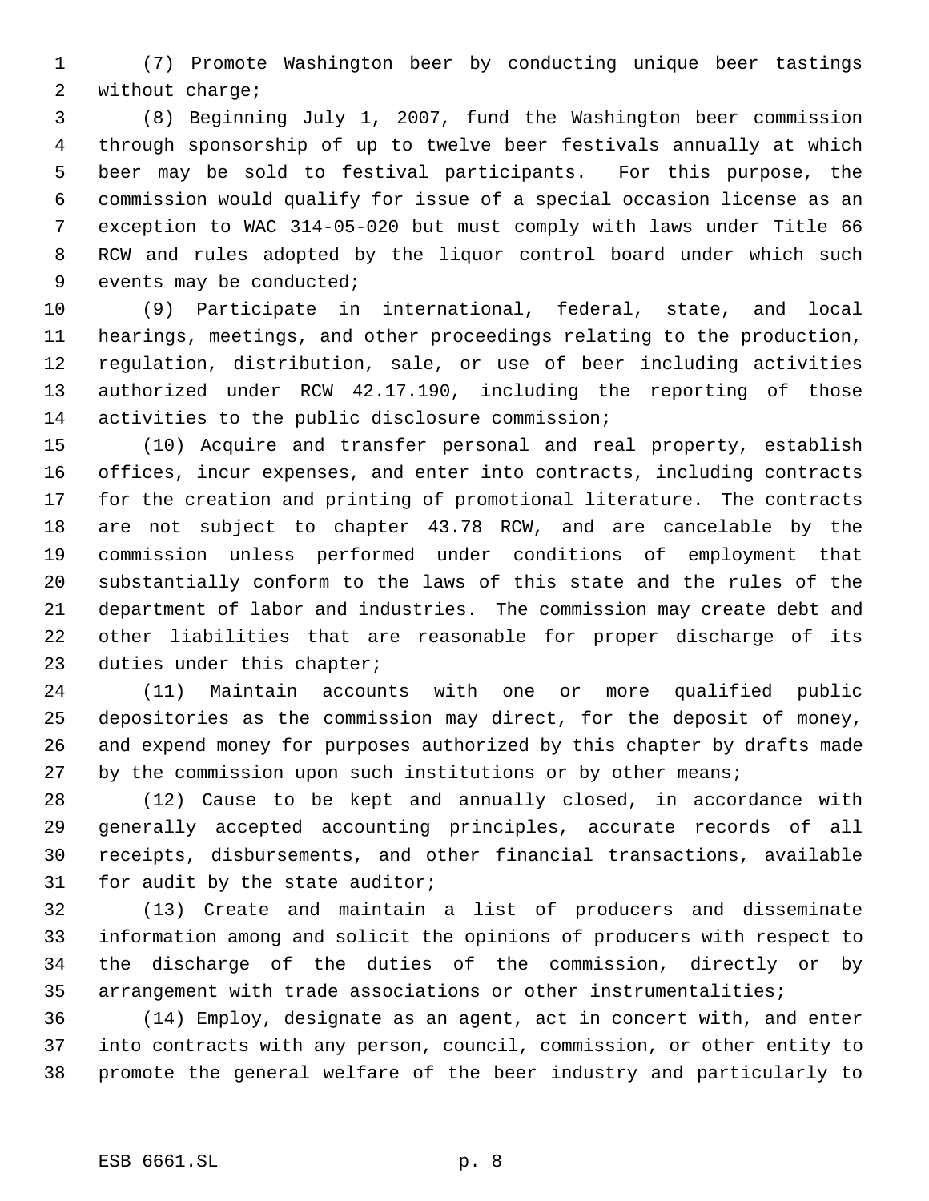(7) Promote Washington beer by conducting unique beer tastings without charge;

(8) Beginning July 1, 2007, fund the Washington beer commission through sponsorship of up to twelve beer festivals annually at which beer may be sold to festival participants. For this purpose, the commission would qualify for issue of a special occasion license as an exception to WAC 314-05-020 but must comply with laws under Title 66 RCW and rules adopted by the liquor control board under which such events may be conducted;

(9) Participate in international, federal, state, and local hearings, meetings, and other proceedings relating to the production, regulation, distribution, sale, or use of beer including activities authorized under RCW 42.17.190, including the reporting of those activities to the public disclosure commission;

(10) Acquire and transfer personal and real property, establish offices, incur expenses, and enter into contracts, including contracts for the creation and printing of promotional literature. The contracts are not subject to chapter 43.78 RCW, and are cancelable by the commission unless performed under conditions of employment that substantially conform to the laws of this state and the rules of the department of labor and industries. The commission may create debt and other liabilities that are reasonable for proper discharge of its duties under this chapter;

(11) Maintain accounts with one or more qualified public depositories as the commission may direct, for the deposit of money, and expend money for purposes authorized by this chapter by drafts made by the commission upon such institutions or by other means;

(12) Cause to be kept and annually closed, in accordance with generally accepted accounting principles, accurate records of all receipts, disbursements, and other financial transactions, available for audit by the state auditor;

(13) Create and maintain a list of producers and disseminate information among and solicit the opinions of producers with respect to the discharge of the duties of the commission, directly or by arrangement with trade associations or other instrumentalities;

(14) Employ, designate as an agent, act in concert with, and enter into contracts with any person, council, commission, or other entity to promote the general welfare of the beer industry and particularly to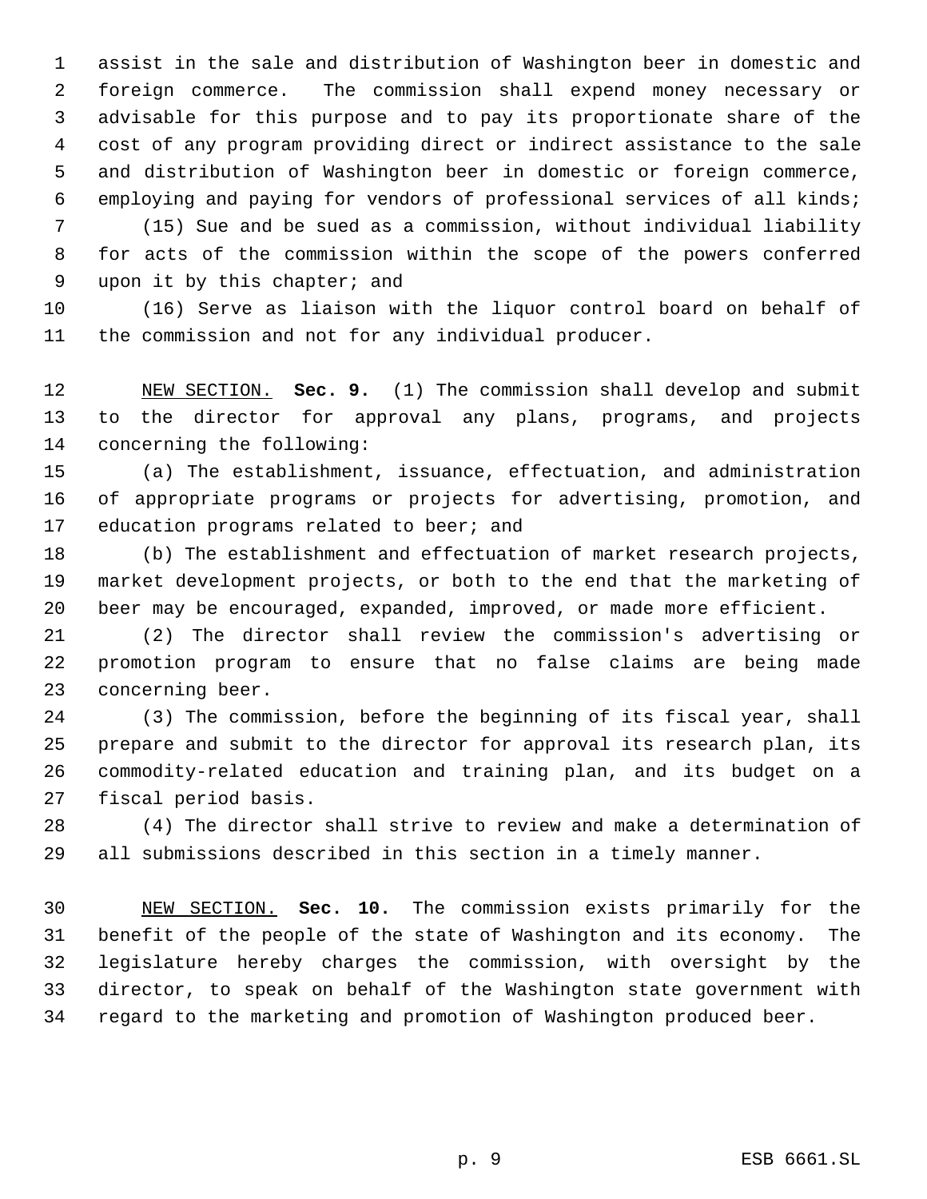assist in the sale and distribution of Washington beer in domestic and foreign commerce. The commission shall expend money necessary or advisable for this purpose and to pay its proportionate share of the cost of any program providing direct or indirect assistance to the sale and distribution of Washington beer in domestic or foreign commerce, employing and paying for vendors of professional services of all kinds;

(15) Sue and be sued as a commission, without individual liability for acts of the commission within the scope of the powers conferred upon it by this chapter; and

(16) Serve as liaison with the liquor control board on behalf of the commission and not for any individual producer.

NEW SECTION. **Sec. 9.** (1) The commission shall develop and submit to the director for approval any plans, programs, and projects concerning the following:

(a) The establishment, issuance, effectuation, and administration of appropriate programs or projects for advertising, promotion, and education programs related to beer; and

(b) The establishment and effectuation of market research projects, market development projects, or both to the end that the marketing of beer may be encouraged, expanded, improved, or made more efficient.

(2) The director shall review the commission's advertising or promotion program to ensure that no false claims are being made concerning beer.

(3) The commission, before the beginning of its fiscal year, shall prepare and submit to the director for approval its research plan, its commodity-related education and training plan, and its budget on a fiscal period basis.

(4) The director shall strive to review and make a determination of all submissions described in this section in a timely manner.

NEW SECTION. **Sec. 10.** The commission exists primarily for the benefit of the people of the state of Washington and its economy. The legislature hereby charges the commission, with oversight by the director, to speak on behalf of the Washington state government with regard to the marketing and promotion of Washington produced beer.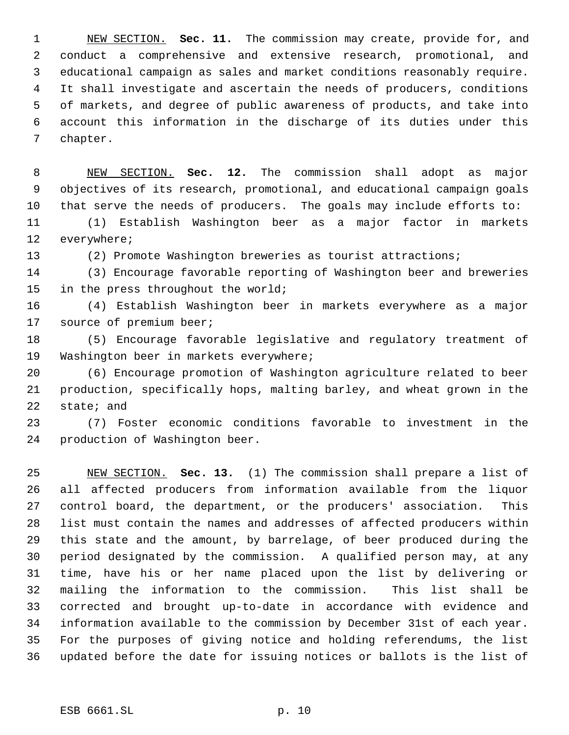NEW SECTION. **Sec. 11.** The commission may create, provide for, and conduct a comprehensive and extensive research, promotional, and educational campaign as sales and market conditions reasonably require. It shall investigate and ascertain the needs of producers, conditions of markets, and degree of public awareness of products, and take into account this information in the discharge of its duties under this chapter.

NEW SECTION. **Sec. 12.** The commission shall adopt as major objectives of its research, promotional, and educational campaign goals that serve the needs of producers. The goals may include efforts to:

(1) Establish Washington beer as a major factor in markets everywhere;

(2) Promote Washington breweries as tourist attractions;

(3) Encourage favorable reporting of Washington beer and breweries in the press throughout the world;

(4) Establish Washington beer in markets everywhere as a major source of premium beer;

(5) Encourage favorable legislative and regulatory treatment of Washington beer in markets everywhere;

(6) Encourage promotion of Washington agriculture related to beer production, specifically hops, malting barley, and wheat grown in the state; and

(7) Foster economic conditions favorable to investment in the production of Washington beer.

NEW SECTION. **Sec. 13.** (1) The commission shall prepare a list of all affected producers from information available from the liquor control board, the department, or the producers' association. This list must contain the names and addresses of affected producers within this state and the amount, by barrelage, of beer produced during the period designated by the commission. A qualified person may, at any time, have his or her name placed upon the list by delivering or mailing the information to the commission. This list shall be corrected and brought up-to-date in accordance with evidence and information available to the commission by December 31st of each year. For the purposes of giving notice and holding referendums, the list updated before the date for issuing notices or ballots is the list of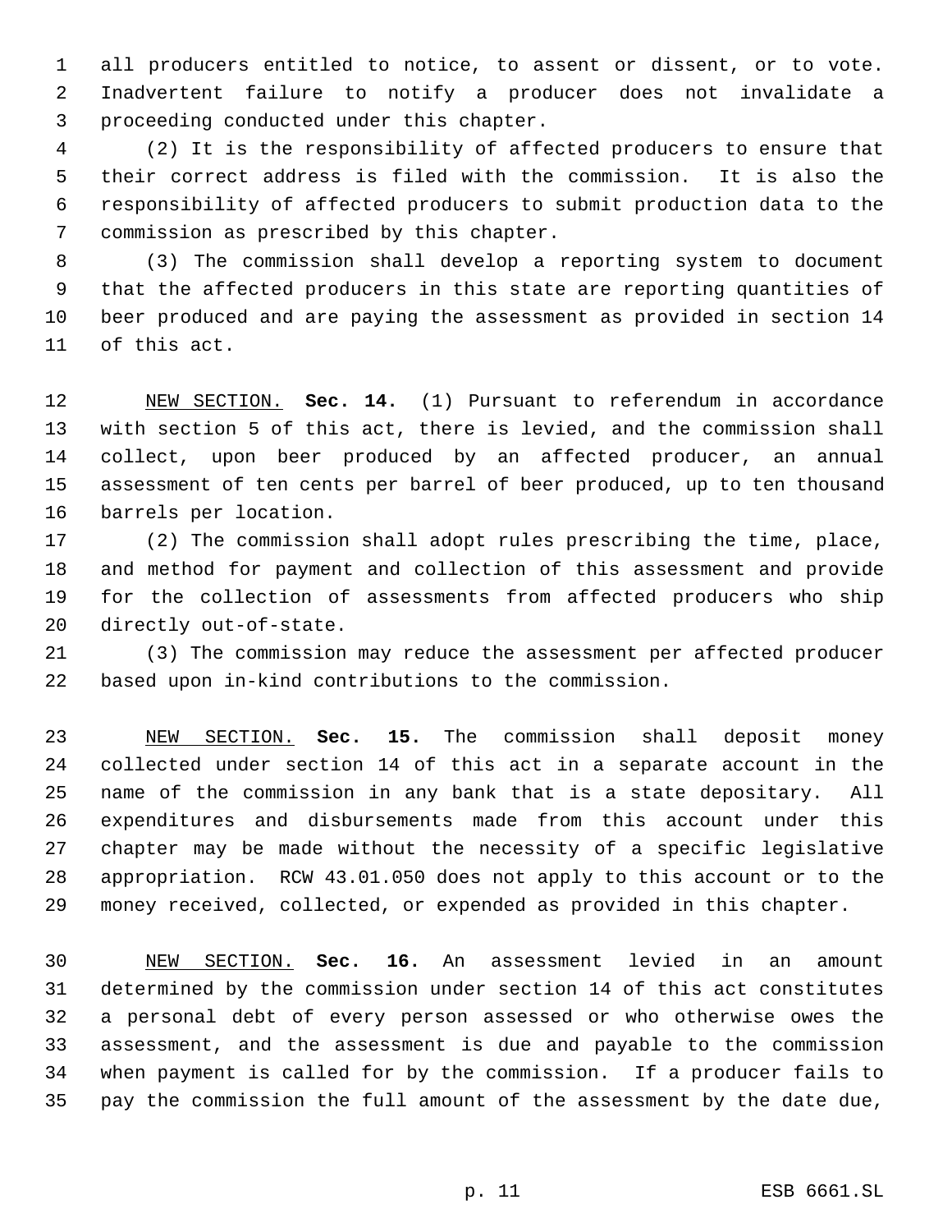all producers entitled to notice, to assent or dissent, or to vote. Inadvertent failure to notify a producer does not invalidate a proceeding conducted under this chapter.

(2) It is the responsibility of affected producers to ensure that their correct address is filed with the commission. It is also the responsibility of affected producers to submit production data to the commission as prescribed by this chapter.

(3) The commission shall develop a reporting system to document that the affected producers in this state are reporting quantities of beer produced and are paying the assessment as provided in section 14 of this act.

NEW SECTION. **Sec. 14.** (1) Pursuant to referendum in accordance with section 5 of this act, there is levied, and the commission shall collect, upon beer produced by an affected producer, an annual assessment of ten cents per barrel of beer produced, up to ten thousand barrels per location.

(2) The commission shall adopt rules prescribing the time, place, and method for payment and collection of this assessment and provide for the collection of assessments from affected producers who ship directly out-of-state.

(3) The commission may reduce the assessment per affected producer based upon in-kind contributions to the commission.

NEW SECTION. **Sec. 15.** The commission shall deposit money collected under section 14 of this act in a separate account in the name of the commission in any bank that is a state depositary. All expenditures and disbursements made from this account under this chapter may be made without the necessity of a specific legislative appropriation. RCW 43.01.050 does not apply to this account or to the money received, collected, or expended as provided in this chapter.

NEW SECTION. **Sec. 16.** An assessment levied in an amount determined by the commission under section 14 of this act constitutes a personal debt of every person assessed or who otherwise owes the assessment, and the assessment is due and payable to the commission when payment is called for by the commission. If a producer fails to pay the commission the full amount of the assessment by the date due,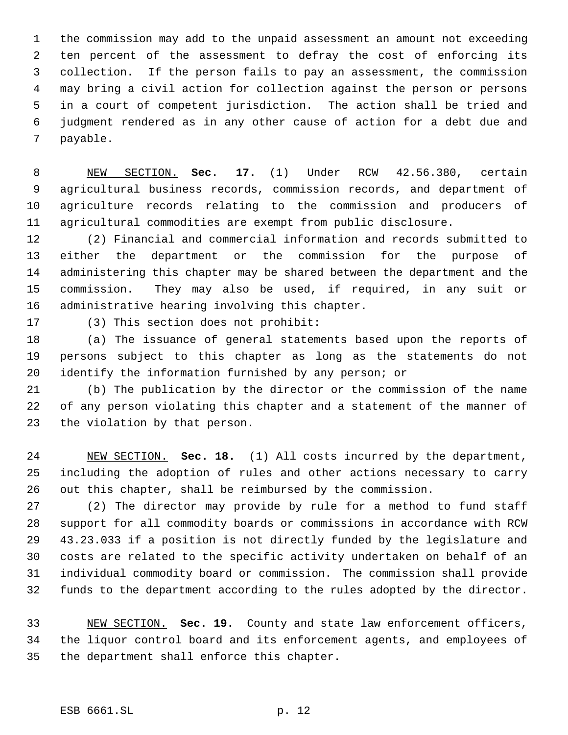the commission may add to the unpaid assessment an amount not exceeding ten percent of the assessment to defray the cost of enforcing its collection. If the person fails to pay an assessment, the commission may bring a civil action for collection against the person or persons in a court of competent jurisdiction. The action shall be tried and judgment rendered as in any other cause of action for a debt due and payable.

NEW SECTION. **Sec. 17.** (1) Under RCW 42.56.380, certain agricultural business records, commission records, and department of agriculture records relating to the commission and producers of agricultural commodities are exempt from public disclosure.

(2) Financial and commercial information and records submitted to either the department or the commission for the purpose of administering this chapter may be shared between the department and the commission. They may also be used, if required, in any suit or administrative hearing involving this chapter.

(3) This section does not prohibit:

(a) The issuance of general statements based upon the reports of persons subject to this chapter as long as the statements do not identify the information furnished by any person; or

(b) The publication by the director or the commission of the name of any person violating this chapter and a statement of the manner of the violation by that person.

NEW SECTION. **Sec. 18.** (1) All costs incurred by the department, including the adoption of rules and other actions necessary to carry out this chapter, shall be reimbursed by the commission.

(2) The director may provide by rule for a method to fund staff support for all commodity boards or commissions in accordance with RCW 43.23.033 if a position is not directly funded by the legislature and costs are related to the specific activity undertaken on behalf of an individual commodity board or commission. The commission shall provide funds to the department according to the rules adopted by the director.

NEW SECTION. **Sec. 19.** County and state law enforcement officers, the liquor control board and its enforcement agents, and employees of the department shall enforce this chapter.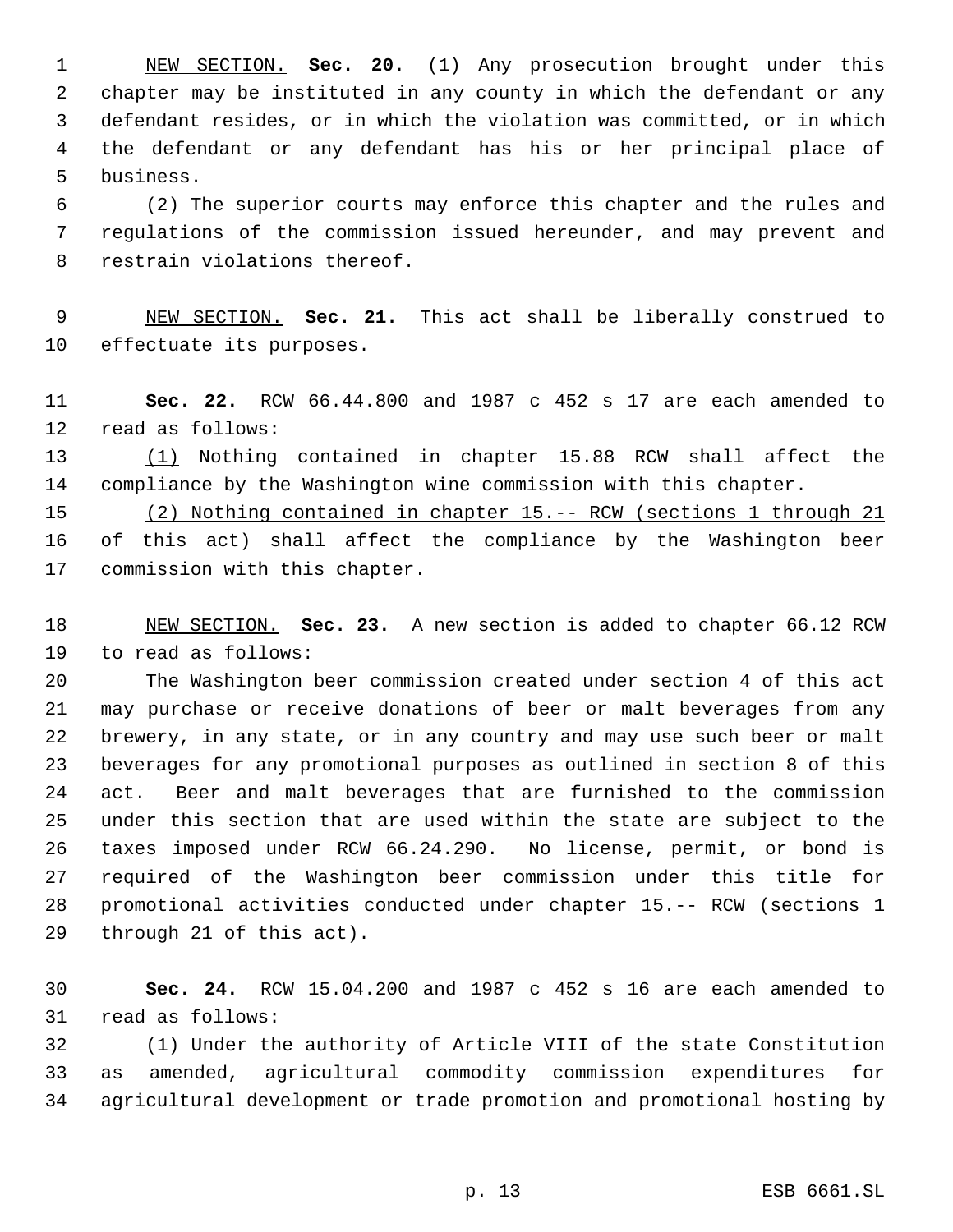NEW SECTION. **Sec. 20.** (1) Any prosecution brought under this chapter may be instituted in any county in which the defendant or any defendant resides, or in which the violation was committed, or in which the defendant or any defendant has his or her principal place of business.

(2) The superior courts may enforce this chapter and the rules and regulations of the commission issued hereunder, and may prevent and restrain violations thereof.

NEW SECTION. **Sec. 21.** This act shall be liberally construed to effectuate its purposes.

**Sec. 22.** RCW 66.44.800 and 1987 c 452 s 17 are each amended to read as follows:

(1) Nothing contained in chapter 15.88 RCW shall affect the compliance by the Washington wine commission with this chapter.

(2) Nothing contained in chapter 15.-- RCW (sections 1 through 21 of this act) shall affect the compliance by the Washington beer commission with this chapter.

NEW SECTION. **Sec. 23.** A new section is added to chapter 66.12 RCW to read as follows:

The Washington beer commission created under section 4 of this act may purchase or receive donations of beer or malt beverages from any brewery, in any state, or in any country and may use such beer or malt beverages for any promotional purposes as outlined in section 8 of this act. Beer and malt beverages that are furnished to the commission under this section that are used within the state are subject to the taxes imposed under RCW 66.24.290. No license, permit, or bond is required of the Washington beer commission under this title for promotional activities conducted under chapter 15.-- RCW (sections 1 through 21 of this act).

**Sec. 24.** RCW 15.04.200 and 1987 c 452 s 16 are each amended to read as follows:

(1) Under the authority of Article VIII of the state Constitution as amended, agricultural commodity commission expenditures for agricultural development or trade promotion and promotional hosting by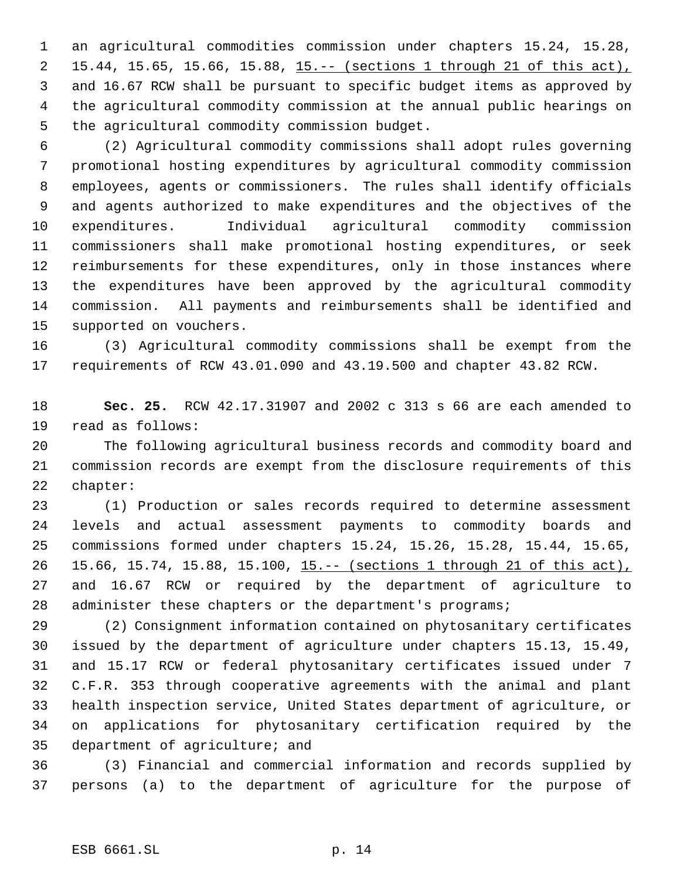an agricultural commodities commission under chapters 15.24, 15.28, 15.44, 15.65, 15.66, 15.88, 15.-- (sections 1 through 21 of this act), and 16.67 RCW shall be pursuant to specific budget items as approved by the agricultural commodity commission at the annual public hearings on the agricultural commodity commission budget.

(2) Agricultural commodity commissions shall adopt rules governing promotional hosting expenditures by agricultural commodity commission employees, agents or commissioners. The rules shall identify officials and agents authorized to make expenditures and the objectives of the expenditures. Individual agricultural commodity commission commissioners shall make promotional hosting expenditures, or seek reimbursements for these expenditures, only in those instances where the expenditures have been approved by the agricultural commodity commission. All payments and reimbursements shall be identified and supported on vouchers.

(3) Agricultural commodity commissions shall be exempt from the requirements of RCW 43.01.090 and 43.19.500 and chapter 43.82 RCW.

**Sec. 25.** RCW 42.17.31907 and 2002 c 313 s 66 are each amended to read as follows:

The following agricultural business records and commodity board and commission records are exempt from the disclosure requirements of this chapter:

(1) Production or sales records required to determine assessment levels and actual assessment payments to commodity boards and commissions formed under chapters 15.24, 15.26, 15.28, 15.44, 15.65, 15.66, 15.74, 15.88, 15.100, 15.-- (sections 1 through 21 of this act), and 16.67 RCW or required by the department of agriculture to administer these chapters or the department's programs;

(2) Consignment information contained on phytosanitary certificates issued by the department of agriculture under chapters 15.13, 15.49, and 15.17 RCW or federal phytosanitary certificates issued under 7 C.F.R. 353 through cooperative agreements with the animal and plant health inspection service, United States department of agriculture, or on applications for phytosanitary certification required by the department of agriculture; and

(3) Financial and commercial information and records supplied by persons (a) to the department of agriculture for the purpose of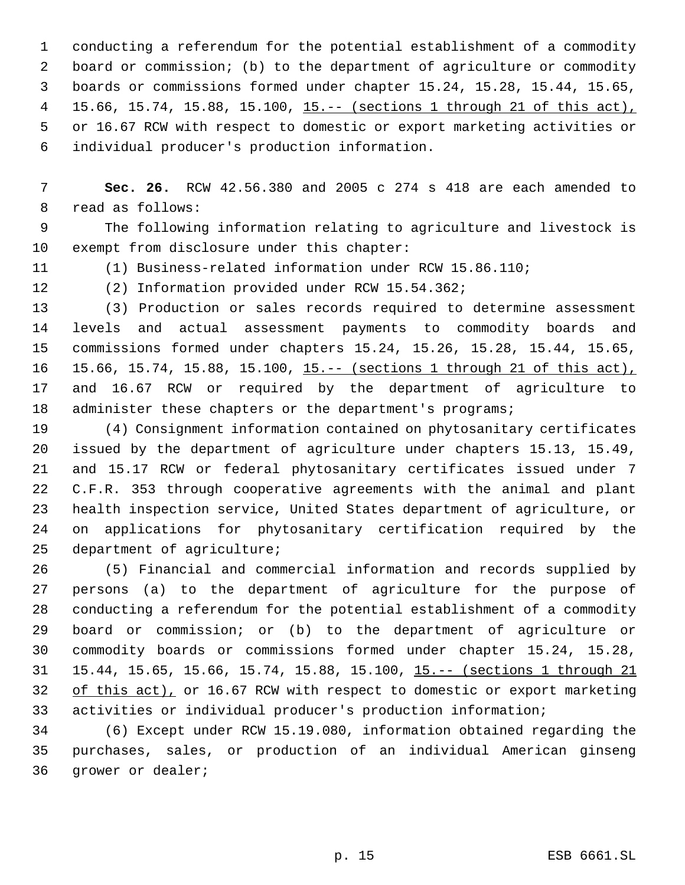conducting a referendum for the potential establishment of a commodity board or commission; (b) to the department of agriculture or commodity boards or commissions formed under chapter 15.24, 15.28, 15.44, 15.65, 15.66, 15.74, 15.88, 15.100, 15.-- (sections 1 through 21 of this act), or 16.67 RCW with respect to domestic or export marketing activities or individual producer's production information.

**Sec. 26.** RCW 42.56.380 and 2005 c 274 s 418 are each amended to read as follows:

The following information relating to agriculture and livestock is exempt from disclosure under this chapter:

(1) Business-related information under RCW 15.86.110;

(2) Information provided under RCW 15.54.362;

(3) Production or sales records required to determine assessment levels and actual assessment payments to commodity boards and commissions formed under chapters 15.24, 15.26, 15.28, 15.44, 15.65, 15.66, 15.74, 15.88, 15.100, 15.-- (sections 1 through 21 of this act), and 16.67 RCW or required by the department of agriculture to administer these chapters or the department's programs;

(4) Consignment information contained on phytosanitary certificates issued by the department of agriculture under chapters 15.13, 15.49, and 15.17 RCW or federal phytosanitary certificates issued under 7 C.F.R. 353 through cooperative agreements with the animal and plant health inspection service, United States department of agriculture, or on applications for phytosanitary certification required by the department of agriculture;

(5) Financial and commercial information and records supplied by persons (a) to the department of agriculture for the purpose of conducting a referendum for the potential establishment of a commodity board or commission; or (b) to the department of agriculture or commodity boards or commissions formed under chapter 15.24, 15.28, 15.44, 15.65, 15.66, 15.74, 15.88, 15.100, 15.-- (sections 1 through 21 of this act), or 16.67 RCW with respect to domestic or export marketing activities or individual producer's production information;

(6) Except under RCW 15.19.080, information obtained regarding the purchases, sales, or production of an individual American ginseng grower or dealer;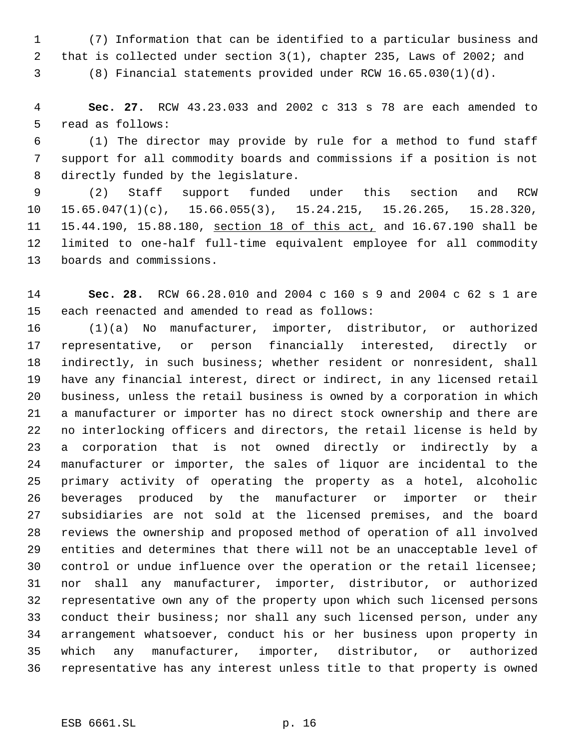(7) Information that can be identified to a particular business and that is collected under section 3(1), chapter 235, Laws of 2002; and

(8) Financial statements provided under RCW 16.65.030(1)(d).

**Sec. 27.** RCW 43.23.033 and 2002 c 313 s 78 are each amended to read as follows:

(1) The director may provide by rule for a method to fund staff support for all commodity boards and commissions if a position is not directly funded by the legislature.

(2) Staff support funded under this section and RCW 15.65.047(1)(c), 15.66.055(3), 15.24.215, 15.26.265, 15.28.320, 15.44.190, 15.88.180, <u>section 18 of this act,</u> and 16.67.190 shall be limited to one-half full-time equivalent employee for all commodity boards and commissions.

**Sec. 28.** RCW 66.28.010 and 2004 c 160 s 9 and 2004 c 62 s 1 are each reenacted and amended to read as follows:

(1)(a) No manufacturer, importer, distributor, or authorized representative, or person financially interested, directly or indirectly, in such business; whether resident or nonresident, shall have any financial interest, direct or indirect, in any licensed retail business, unless the retail business is owned by a corporation in which a manufacturer or importer has no direct stock ownership and there are no interlocking officers and directors, the retail license is held by a corporation that is not owned directly or indirectly by a manufacturer or importer, the sales of liquor are incidental to the primary activity of operating the property as a hotel, alcoholic beverages produced by the manufacturer or importer or their subsidiaries are not sold at the licensed premises, and the board reviews the ownership and proposed method of operation of all involved entities and determines that there will not be an unacceptable level of control or undue influence over the operation or the retail licensee; nor shall any manufacturer, importer, distributor, or authorized representative own any of the property upon which such licensed persons conduct their business; nor shall any such licensed person, under any arrangement whatsoever, conduct his or her business upon property in which any manufacturer, importer, distributor, or authorized representative has any interest unless title to that property is owned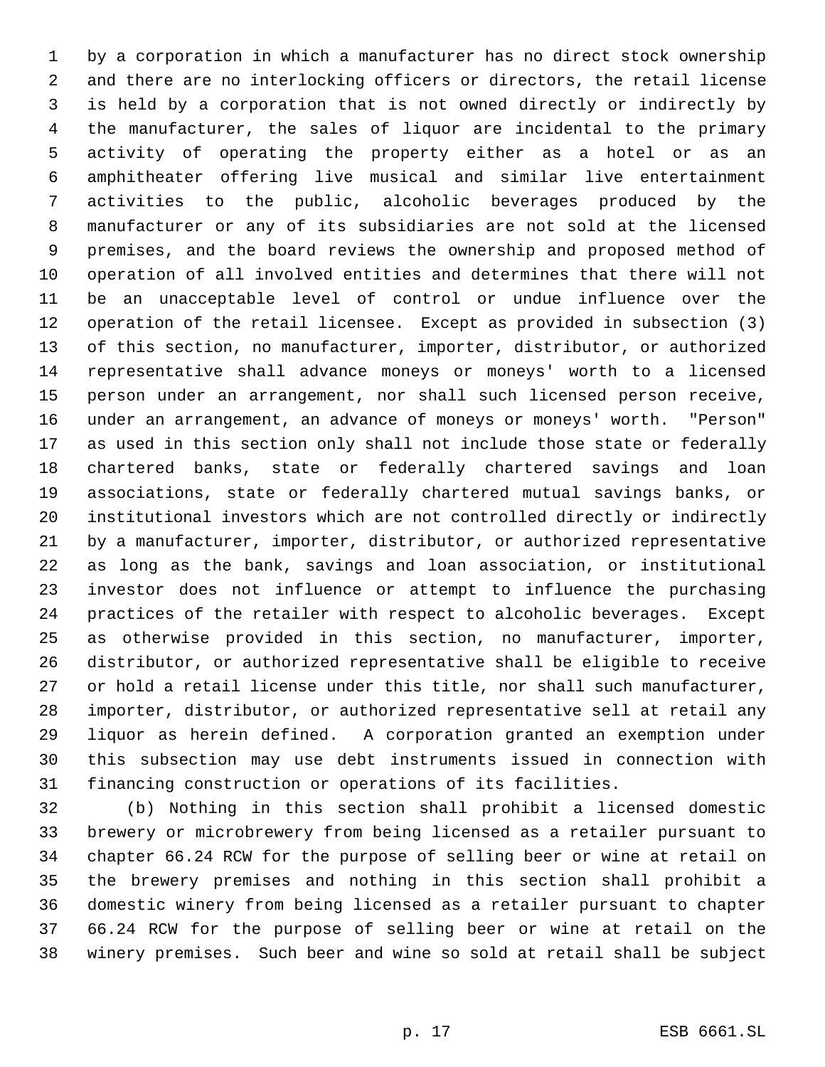by a corporation in which a manufacturer has no direct stock ownership and there are no interlocking officers or directors, the retail license is held by a corporation that is not owned directly or indirectly by the manufacturer, the sales of liquor are incidental to the primary activity of operating the property either as a hotel or as an amphitheater offering live musical and similar live entertainment activities to the public, alcoholic beverages produced by the manufacturer or any of its subsidiaries are not sold at the licensed premises, and the board reviews the ownership and proposed method of operation of all involved entities and determines that there will not be an unacceptable level of control or undue influence over the operation of the retail licensee. Except as provided in subsection (3) of this section, no manufacturer, importer, distributor, or authorized representative shall advance moneys or moneys' worth to a licensed person under an arrangement, nor shall such licensed person receive, under an arrangement, an advance of moneys or moneys' worth. "Person" as used in this section only shall not include those state or federally chartered banks, state or federally chartered savings and loan associations, state or federally chartered mutual savings banks, or institutional investors which are not controlled directly or indirectly by a manufacturer, importer, distributor, or authorized representative as long as the bank, savings and loan association, or institutional investor does not influence or attempt to influence the purchasing practices of the retailer with respect to alcoholic beverages. Except as otherwise provided in this section, no manufacturer, importer, distributor, or authorized representative shall be eligible to receive or hold a retail license under this title, nor shall such manufacturer, importer, distributor, or authorized representative sell at retail any liquor as herein defined. A corporation granted an exemption under this subsection may use debt instruments issued in connection with financing construction or operations of its facilities.

(b) Nothing in this section shall prohibit a licensed domestic brewery or microbrewery from being licensed as a retailer pursuant to chapter 66.24 RCW for the purpose of selling beer or wine at retail on the brewery premises and nothing in this section shall prohibit a domestic winery from being licensed as a retailer pursuant to chapter 66.24 RCW for the purpose of selling beer or wine at retail on the winery premises. Such beer and wine so sold at retail shall be subject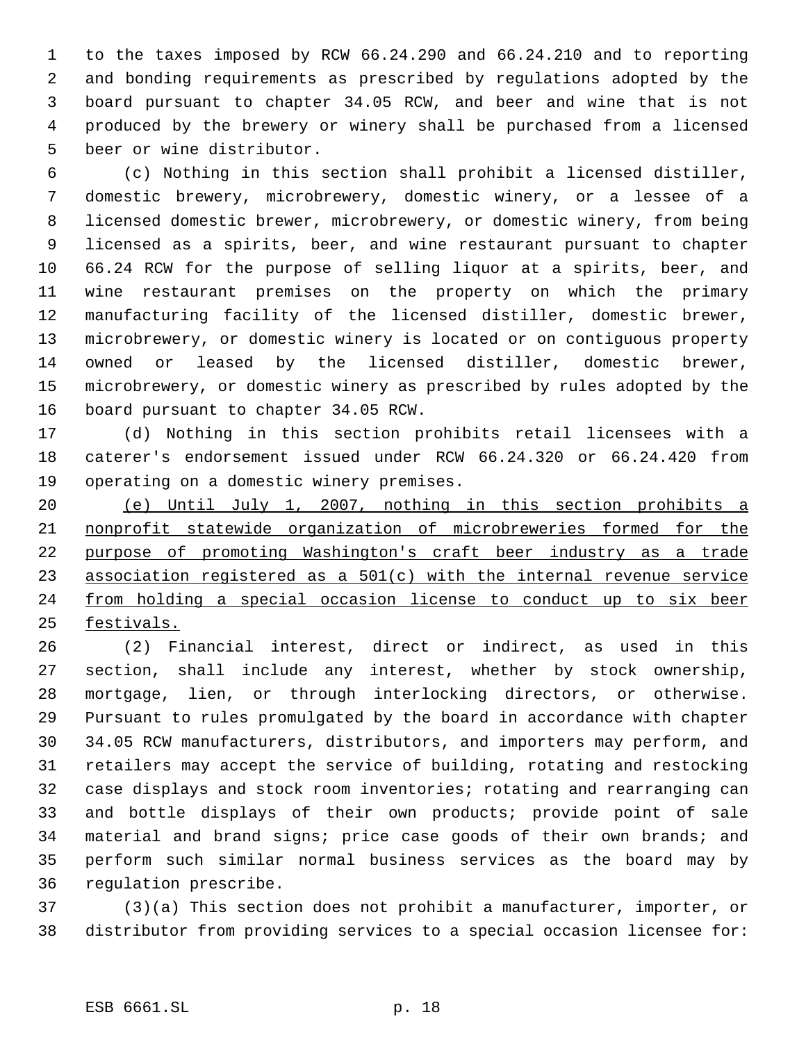to the taxes imposed by RCW 66.24.290 and 66.24.210 and to reporting and bonding requirements as prescribed by regulations adopted by the board pursuant to chapter 34.05 RCW, and beer and wine that is not produced by the brewery or winery shall be purchased from a licensed beer or wine distributor.

(c) Nothing in this section shall prohibit a licensed distiller, domestic brewery, microbrewery, domestic winery, or a lessee of a licensed domestic brewer, microbrewery, or domestic winery, from being licensed as a spirits, beer, and wine restaurant pursuant to chapter 66.24 RCW for the purpose of selling liquor at a spirits, beer, and wine restaurant premises on the property on which the primary manufacturing facility of the licensed distiller, domestic brewer, microbrewery, or domestic winery is located or on contiguous property owned or leased by the licensed distiller, domestic brewer, microbrewery, or domestic winery as prescribed by rules adopted by the board pursuant to chapter 34.05 RCW.

(d) Nothing in this section prohibits retail licensees with a caterer's endorsement issued under RCW 66.24.320 or 66.24.420 from operating on a domestic winery premises.

<u>(e) Until July 1, 2007, nothing in this section prohibits a nonprofit statewide organization of microbreweries formed for the purpose of promoting Washington's craft beer industry as a trade association registered as a 501(c) with the internal revenue service from holding a special occasion license to conduct up to six beer festivals.</u>

(2) Financial interest, direct or indirect, as used in this section, shall include any interest, whether by stock ownership, mortgage, lien, or through interlocking directors, or otherwise. Pursuant to rules promulgated by the board in accordance with chapter 34.05 RCW manufacturers, distributors, and importers may perform, and retailers may accept the service of building, rotating and restocking case displays and stock room inventories; rotating and rearranging can and bottle displays of their own products; provide point of sale material and brand signs; price case goods of their own brands; and perform such similar normal business services as the board may by regulation prescribe.

(3)(a) This section does not prohibit a manufacturer, importer, or distributor from providing services to a special occasion licensee for: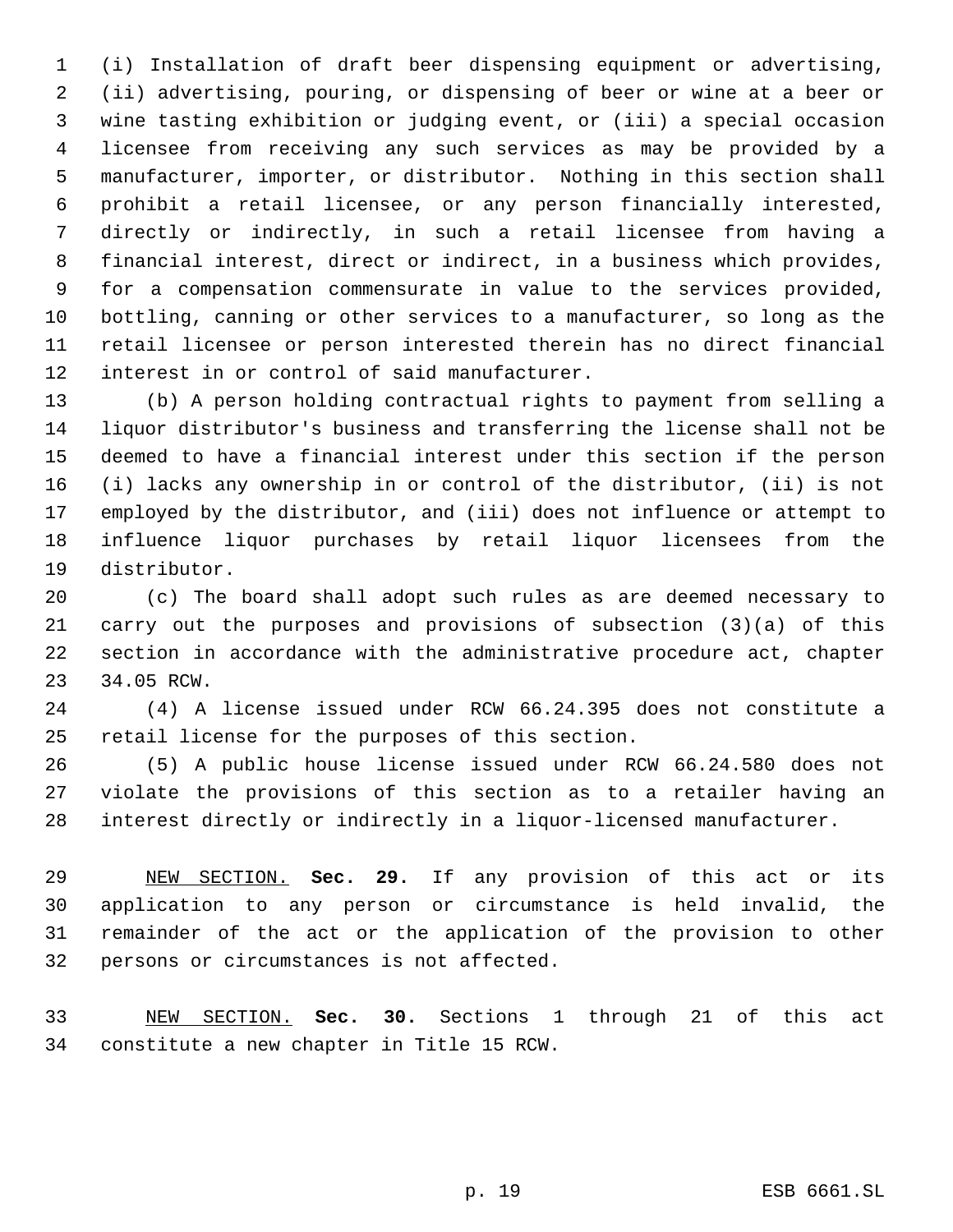(i) Installation of draft beer dispensing equipment or advertising, (ii) advertising, pouring, or dispensing of beer or wine at a beer or wine tasting exhibition or judging event, or (iii) a special occasion licensee from receiving any such services as may be provided by a manufacturer, importer, or distributor. Nothing in this section shall prohibit a retail licensee, or any person financially interested, directly or indirectly, in such a retail licensee from having a financial interest, direct or indirect, in a business which provides, for a compensation commensurate in value to the services provided, bottling, canning or other services to a manufacturer, so long as the retail licensee or person interested therein has no direct financial interest in or control of said manufacturer.

(b) A person holding contractual rights to payment from selling a liquor distributor's business and transferring the license shall not be deemed to have a financial interest under this section if the person (i) lacks any ownership in or control of the distributor, (ii) is not employed by the distributor, and (iii) does not influence or attempt to influence liquor purchases by retail liquor licensees from the distributor.

(c) The board shall adopt such rules as are deemed necessary to carry out the purposes and provisions of subsection (3)(a) of this section in accordance with the administrative procedure act, chapter 34.05 RCW.

(4) A license issued under RCW 66.24.395 does not constitute a retail license for the purposes of this section.

(5) A public house license issued under RCW 66.24.580 does not violate the provisions of this section as to a retailer having an interest directly or indirectly in a liquor-licensed manufacturer.

NEW SECTION. **Sec. 29.** If any provision of this act or its application to any person or circumstance is held invalid, the remainder of the act or the application of the provision to other persons or circumstances is not affected.

NEW SECTION. **Sec. 30.** Sections 1 through 21 of this act constitute a new chapter in Title 15 RCW.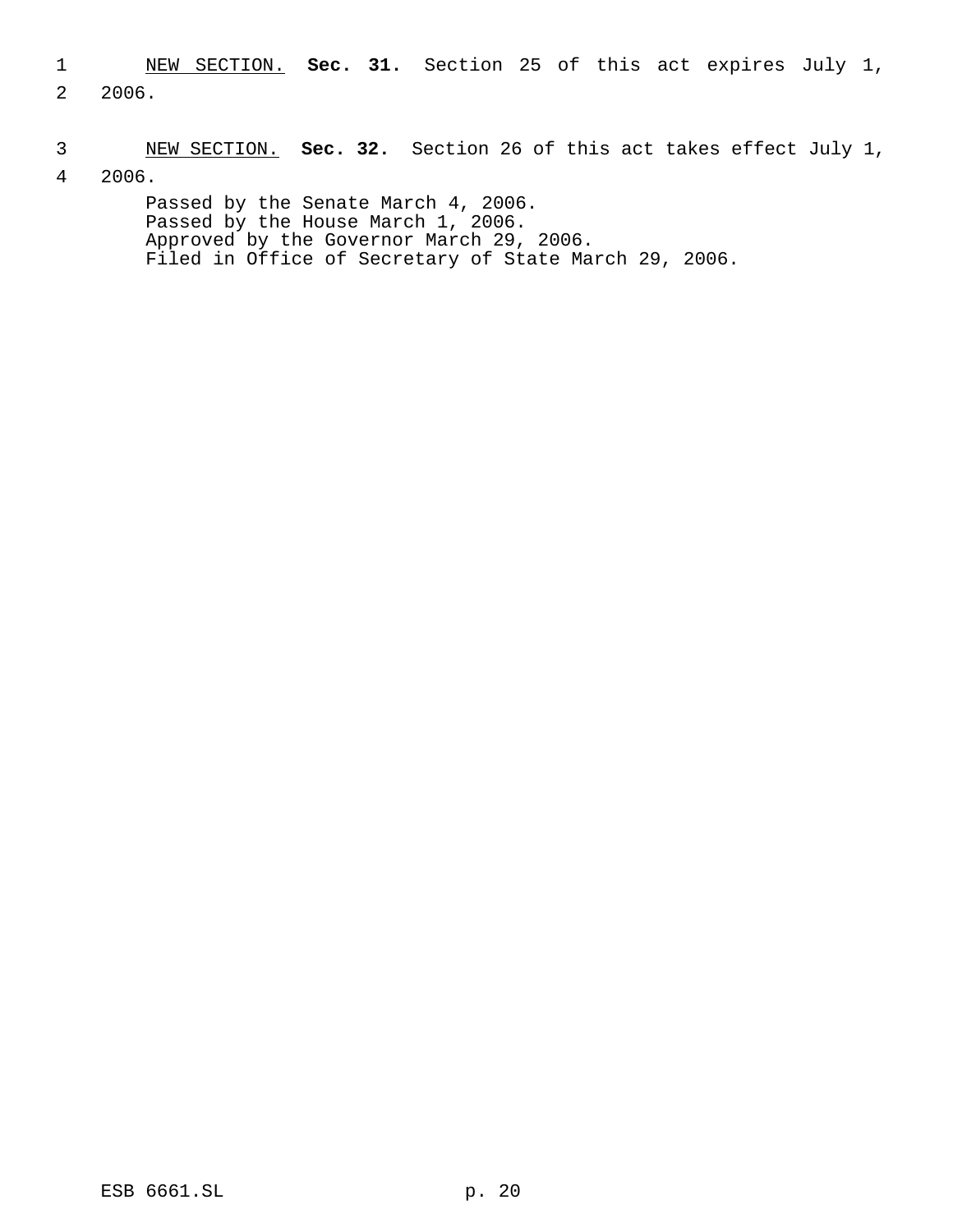NEW SECTION. **Sec. 31.** Section 25 of this act expires July 1, 2006.

NEW SECTION. **Sec. 32.** Section 26 of this act takes effect July 1, 2006.

Passed by the Senate March 4, 2006.
Passed by the House March 1, 2006.
Approved by the Governor March 29, 2006.
Filed in Office of Secretary of State March 29, 2006.